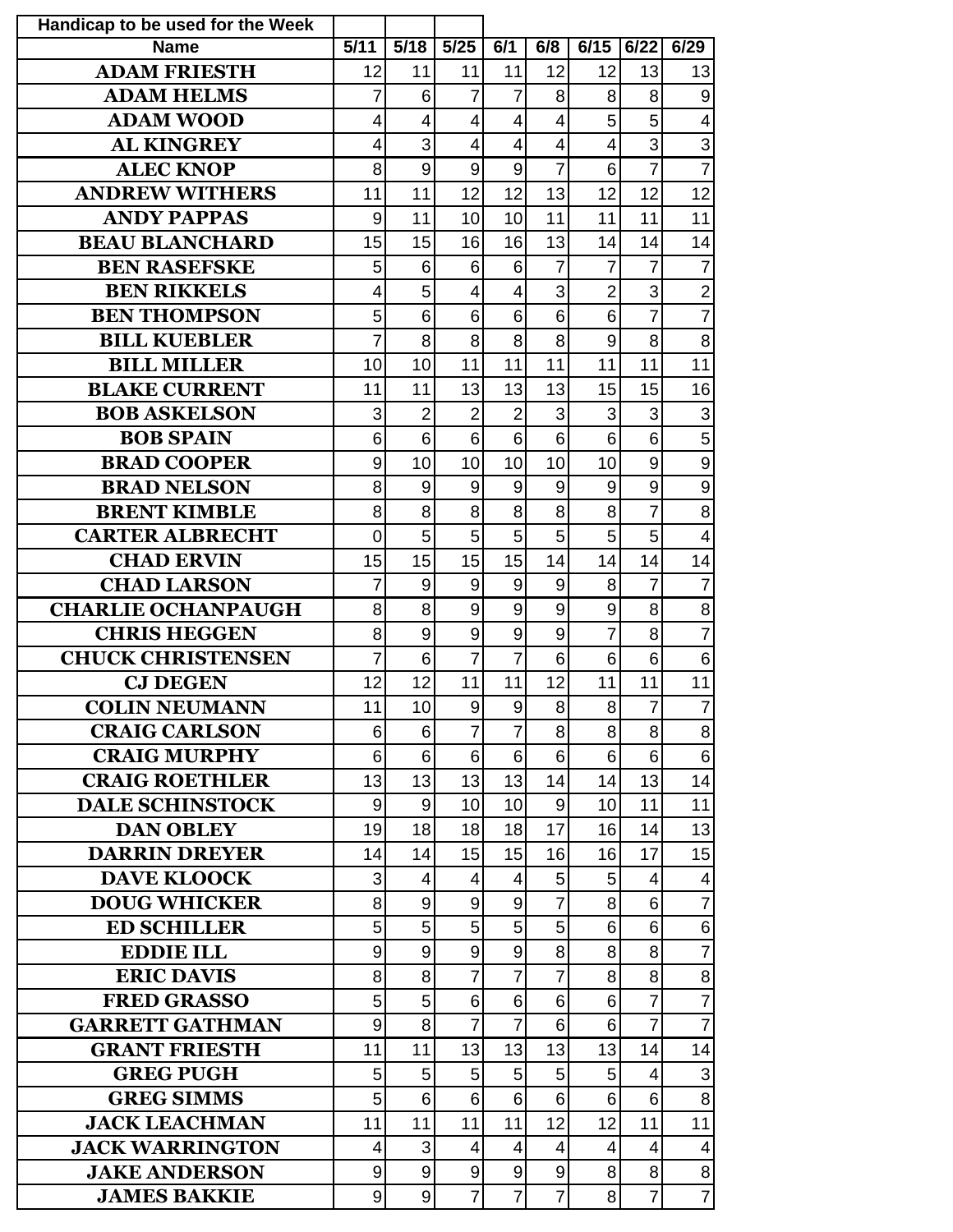| Handicap to be used for the Week | | | | | | | | |
|---|---|---|---|---|---|---|---|---|
| **Name** | **5/11** | **5/18** | **5/25** | **6/1** | **6/8** | **6/15** | **6/22** | **6/29** |
| **ADAM FRIESTH** | 12 | 11 | 11 | 11 | 12 | 12 | 13 | 13 |
| **ADAM HELMS** | 7 | 6 | 7 | 7 | 8 | 8 | 8 | 9 |
| **ADAM WOOD** | 4 | 4 | 4 | 4 | 4 | 5 | 5 | 4 |
| **AL KINGREY** | 4 | 3 | 4 | 4 | 4 | 4 | 3 | 3 |
| **ALEC KNOP** | 8 | 9 | 9 | 9 | 7 | 6 | 7 | 7 |
| **ANDREW WITHERS** | 11 | 11 | 12 | 12 | 13 | 12 | 12 | 12 |
| **ANDY PAPPAS** | 9 | 11 | 10 | 10 | 11 | 11 | 11 | 11 |
| **BEAU BLANCHARD** | 15 | 15 | 16 | 16 | 13 | 14 | 14 | 14 |
| **BEN RASEFSKE** | 5 | 6 | 6 | 6 | 7 | 7 | 7 | 7 |
| **BEN RIKKELS** | 4 | 5 | 4 | 4 | 3 | 2 | 3 | 2 |
| **BEN THOMPSON** | 5 | 6 | 6 | 6 | 6 | 6 | 7 | 7 |
| **BILL KUEBLER** | 7 | 8 | 8 | 8 | 8 | 9 | 8 | 8 |
| **BILL MILLER** | 10 | 10 | 11 | 11 | 11 | 11 | 11 | 11 |
| **BLAKE CURRENT** | 11 | 11 | 13 | 13 | 13 | 15 | 15 | 16 |
| **BOB ASKELSON** | 3 | 2 | 2 | 2 | 3 | 3 | 3 | 3 |
| **BOB SPAIN** | 6 | 6 | 6 | 6 | 6 | 6 | 6 | 5 |
| **BRAD COOPER** | 9 | 10 | 10 | 10 | 10 | 10 | 9 | 9 |
| **BRAD NELSON** | 8 | 9 | 9 | 9 | 9 | 9 | 9 | 9 |
| **BRENT KIMBLE** | 8 | 8 | 8 | 8 | 8 | 8 | 7 | 8 |
| **CARTER ALBRECHT** | 0 | 5 | 5 | 5 | 5 | 5 | 5 | 4 |
| **CHAD ERVIN** | 15 | 15 | 15 | 15 | 14 | 14 | 14 | 14 |
| **CHAD LARSON** | 7 | 9 | 9 | 9 | 9 | 8 | 7 | 7 |
| **CHARLIE OCHANPAUGH** | 8 | 8 | 9 | 9 | 9 | 9 | 8 | 8 |
| **CHRIS HEGGEN** | 8 | 9 | 9 | 9 | 9 | 7 | 8 | 7 |
| **CHUCK CHRISTENSEN** | 7 | 6 | 7 | 7 | 6 | 6 | 6 | 6 |
| **CJ DEGEN** | 12 | 12 | 11 | 11 | 12 | 11 | 11 | 11 |
| **COLIN NEUMANN** | 11 | 10 | 9 | 9 | 8 | 8 | 7 | 7 |
| **CRAIG CARLSON** | 6 | 6 | 7 | 7 | 8 | 8 | 8 | 8 |
| **CRAIG MURPHY** | 6 | 6 | 6 | 6 | 6 | 6 | 6 | 6 |
| **CRAIG ROETHLER** | 13 | 13 | 13 | 13 | 14 | 14 | 13 | 14 |
| **DALE SCHINSTOCK** | 9 | 9 | 10 | 10 | 9 | 10 | 11 | 11 |
| **DAN OBLEY** | 19 | 18 | 18 | 18 | 17 | 16 | 14 | 13 |
| **DARRIN DREYER** | 14 | 14 | 15 | 15 | 16 | 16 | 17 | 15 |
| **DAVE KLOOCK** | 3 | 4 | 4 | 4 | 5 | 5 | 4 | 4 |
| **DOUG WHICKER** | 8 | 9 | 9 | 9 | 7 | 8 | 6 | 7 |
| **ED SCHILLER** | 5 | 5 | 5 | 5 | 5 | 6 | 6 | 6 |
| **EDDIE ILL** | 9 | 9 | 9 | 9 | 8 | 8 | 8 | 7 |
| **ERIC DAVIS** | 8 | 8 | 7 | 7 | 7 | 8 | 8 | 8 |
| **FRED GRASSO** | 5 | 5 | 6 | 6 | 6 | 6 | 7 | 7 |
| **GARRETT GATHMAN** | 9 | 8 | 7 | 7 | 6 | 6 | 7 | 7 |
| **GRANT FRIESTH** | 11 | 11 | 13 | 13 | 13 | 13 | 14 | 14 |
| **GREG PUGH** | 5 | 5 | 5 | 5 | 5 | 5 | 4 | 3 |
| **GREG SIMMS** | 5 | 6 | 6 | 6 | 6 | 6 | 6 | 8 |
| **JACK LEACHMAN** | 11 | 11 | 11 | 11 | 12 | 12 | 11 | 11 |
| **JACK WARRINGTON** | 4 | 3 | 4 | 4 | 4 | 4 | 4 | 4 |
| **JAKE ANDERSON** | 9 | 9 | 9 | 9 | 9 | 8 | 8 | 8 |
| **JAMES BAKKIE** | 9 | 9 | 7 | 7 | 7 | 8 | 7 | 7 |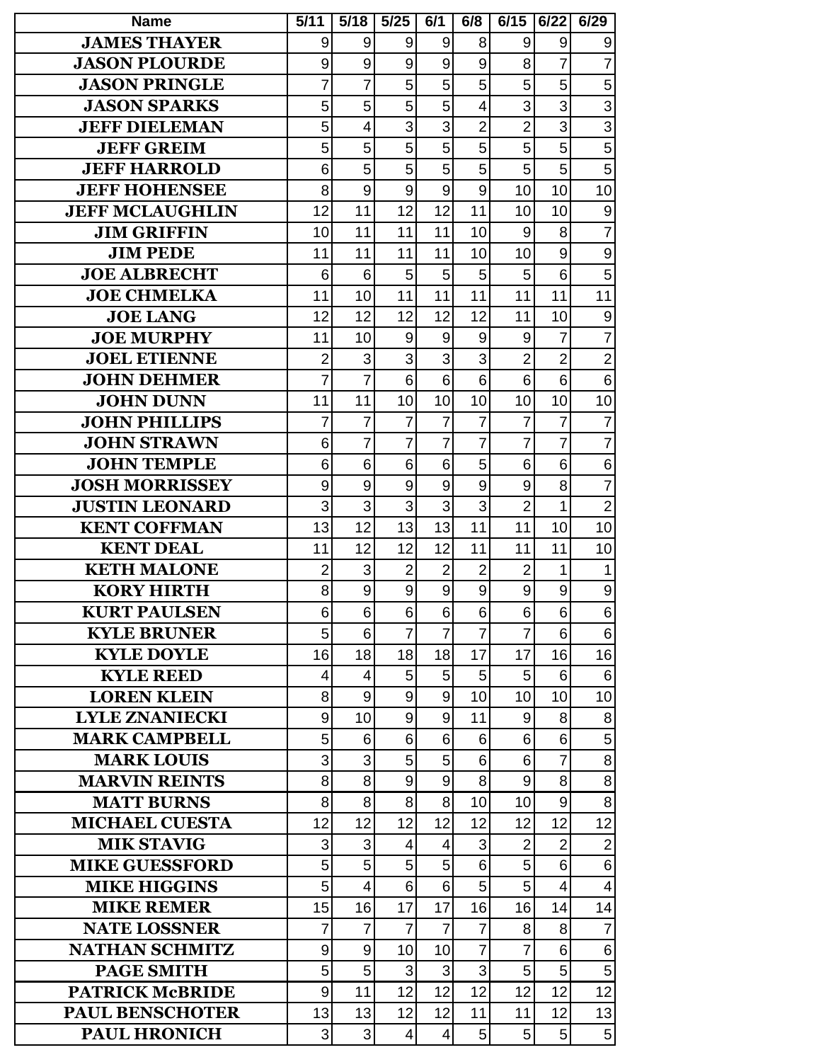| Name | 5/11 | 5/18 | 5/25 | 6/1 | 6/8 | 6/15 | 6/22 | 6/29 |
|---|---|---|---|---|---|---|---|---|
| JAMES THAYER | 9 | 9 | 9 | 9 | 8 | 9 | 9 | 9 |
| JASON PLOURDE | 9 | 9 | 9 | 9 | 9 | 8 | 7 | 7 |
| JASON PRINGLE | 7 | 7 | 5 | 5 | 5 | 5 | 5 | 5 |
| JASON SPARKS | 5 | 5 | 5 | 5 | 4 | 3 | 3 | 3 |
| JEFF DIELEMAN | 5 | 4 | 3 | 3 | 2 | 2 | 3 | 3 |
| JEFF GREIM | 5 | 5 | 5 | 5 | 5 | 5 | 5 | 5 |
| JEFF HARROLD | 6 | 5 | 5 | 5 | 5 | 5 | 5 | 5 |
| JEFF HOHENSEE | 8 | 9 | 9 | 9 | 9 | 10 | 10 | 10 |
| JEFF MCLAUGHLIN | 12 | 11 | 12 | 12 | 11 | 10 | 10 | 9 |
| JIM GRIFFIN | 10 | 11 | 11 | 11 | 10 | 9 | 8 | 7 |
| JIM PEDE | 11 | 11 | 11 | 11 | 10 | 10 | 9 | 9 |
| JOE ALBRECHT | 6 | 6 | 5 | 5 | 5 | 5 | 6 | 5 |
| JOE CHMELKA | 11 | 10 | 11 | 11 | 11 | 11 | 11 | 11 |
| JOE LANG | 12 | 12 | 12 | 12 | 12 | 11 | 10 | 9 |
| JOE MURPHY | 11 | 10 | 9 | 9 | 9 | 9 | 7 | 7 |
| JOEL ETIENNE | 2 | 3 | 3 | 3 | 3 | 2 | 2 | 2 |
| JOHN DEHMER | 7 | 7 | 6 | 6 | 6 | 6 | 6 | 6 |
| JOHN DUNN | 11 | 11 | 10 | 10 | 10 | 10 | 10 | 10 |
| JOHN PHILLIPS | 7 | 7 | 7 | 7 | 7 | 7 | 7 | 7 |
| JOHN STRAWN | 6 | 7 | 7 | 7 | 7 | 7 | 7 | 7 |
| JOHN TEMPLE | 6 | 6 | 6 | 6 | 5 | 6 | 6 | 6 |
| JOSH MORRISSEY | 9 | 9 | 9 | 9 | 9 | 9 | 8 | 7 |
| JUSTIN LEONARD | 3 | 3 | 3 | 3 | 3 | 2 | 1 | 2 |
| KENT COFFMAN | 13 | 12 | 13 | 13 | 11 | 11 | 10 | 10 |
| KENT DEAL | 11 | 12 | 12 | 12 | 11 | 11 | 11 | 10 |
| KETH MALONE | 2 | 3 | 2 | 2 | 2 | 2 | 1 | 1 |
| KORY HIRTH | 8 | 9 | 9 | 9 | 9 | 9 | 9 | 9 |
| KURT PAULSEN | 6 | 6 | 6 | 6 | 6 | 6 | 6 | 6 |
| KYLE BRUNER | 5 | 6 | 7 | 7 | 7 | 7 | 6 | 6 |
| KYLE DOYLE | 16 | 18 | 18 | 18 | 17 | 17 | 16 | 16 |
| KYLE REED | 4 | 4 | 5 | 5 | 5 | 5 | 6 | 6 |
| LOREN KLEIN | 8 | 9 | 9 | 9 | 10 | 10 | 10 | 10 |
| LYLE ZNANIECKI | 9 | 10 | 9 | 9 | 11 | 9 | 8 | 8 |
| MARK CAMPBELL | 5 | 6 | 6 | 6 | 6 | 6 | 6 | 5 |
| MARK LOUIS | 3 | 3 | 5 | 5 | 6 | 6 | 7 | 8 |
| MARVIN REINTS | 8 | 8 | 9 | 9 | 8 | 9 | 8 | 8 |
| MATT BURNS | 8 | 8 | 8 | 8 | 10 | 10 | 9 | 8 |
| MICHAEL CUESTA | 12 | 12 | 12 | 12 | 12 | 12 | 12 | 12 |
| MIK STAVIG | 3 | 3 | 4 | 4 | 3 | 2 | 2 | 2 |
| MIKE GUESSFORD | 5 | 5 | 5 | 5 | 6 | 5 | 6 | 6 |
| MIKE HIGGINS | 5 | 4 | 6 | 6 | 5 | 5 | 4 | 4 |
| MIKE REMER | 15 | 16 | 17 | 17 | 16 | 16 | 14 | 14 |
| NATE LOSSNER | 7 | 7 | 7 | 7 | 7 | 8 | 8 | 7 |
| NATHAN SCHMITZ | 9 | 9 | 10 | 10 | 7 | 7 | 6 | 6 |
| PAGE SMITH | 5 | 5 | 3 | 3 | 3 | 5 | 5 | 5 |
| PATRICK McBRIDE | 9 | 11 | 12 | 12 | 12 | 12 | 12 | 12 |
| PAUL BENSCHOTER | 13 | 13 | 12 | 12 | 11 | 11 | 12 | 13 |
| PAUL HRONICH | 3 | 3 | 4 | 4 | 5 | 5 | 5 | 5 |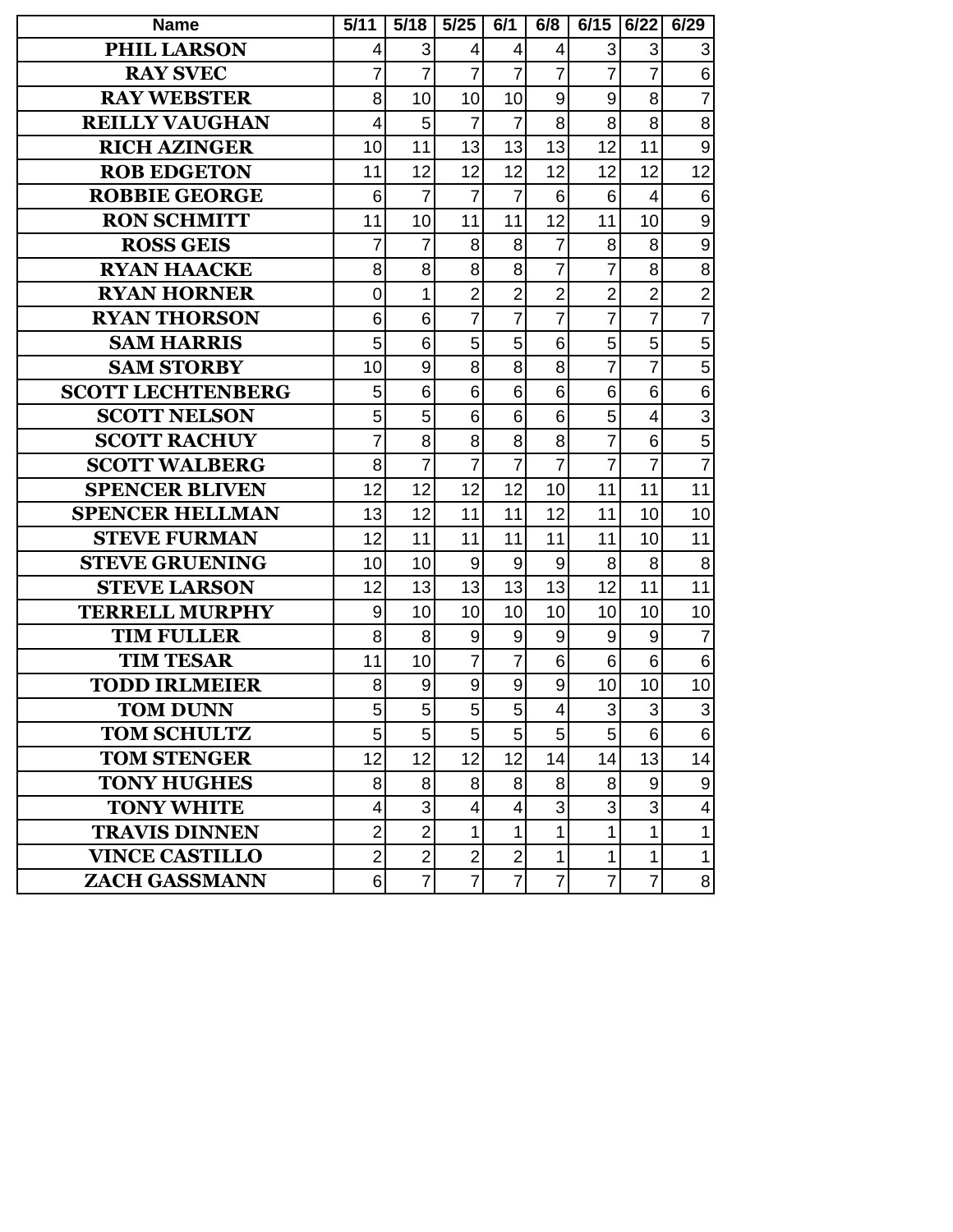| Name | 5/11 | 5/18 | 5/25 | 6/1 | 6/8 | 6/15 | 6/22 | 6/29 |
|---|---|---|---|---|---|---|---|---|
| PHIL LARSON | 4 | 3 | 4 | 4 | 4 | 3 | 3 | 3 |
| RAY SVEC | 7 | 7 | 7 | 7 | 7 | 7 | 7 | 6 |
| RAY WEBSTER | 8 | 10 | 10 | 10 | 9 | 9 | 8 | 7 |
| REILLY VAUGHAN | 4 | 5 | 7 | 7 | 8 | 8 | 8 | 8 |
| RICH AZINGER | 10 | 11 | 13 | 13 | 13 | 12 | 11 | 9 |
| ROB EDGETON | 11 | 12 | 12 | 12 | 12 | 12 | 12 | 12 |
| ROBBIE GEORGE | 6 | 7 | 7 | 7 | 6 | 6 | 4 | 6 |
| RON SCHMITT | 11 | 10 | 11 | 11 | 12 | 11 | 10 | 9 |
| ROSS GEIS | 7 | 7 | 8 | 8 | 7 | 8 | 8 | 9 |
| RYAN HAACKE | 8 | 8 | 8 | 8 | 7 | 7 | 8 | 8 |
| RYAN HORNER | 0 | 1 | 2 | 2 | 2 | 2 | 2 | 2 |
| RYAN THORSON | 6 | 6 | 7 | 7 | 7 | 7 | 7 | 7 |
| SAM HARRIS | 5 | 6 | 5 | 5 | 6 | 5 | 5 | 5 |
| SAM STORBY | 10 | 9 | 8 | 8 | 8 | 7 | 7 | 5 |
| SCOTT LECHTENBERG | 5 | 6 | 6 | 6 | 6 | 6 | 6 | 6 |
| SCOTT NELSON | 5 | 5 | 6 | 6 | 6 | 5 | 4 | 3 |
| SCOTT RACHUY | 7 | 8 | 8 | 8 | 8 | 7 | 6 | 5 |
| SCOTT WALBERG | 8 | 7 | 7 | 7 | 7 | 7 | 7 | 7 |
| SPENCER BLIVEN | 12 | 12 | 12 | 12 | 10 | 11 | 11 | 11 |
| SPENCER HELLMAN | 13 | 12 | 11 | 11 | 12 | 11 | 10 | 10 |
| STEVE FURMAN | 12 | 11 | 11 | 11 | 11 | 11 | 10 | 11 |
| STEVE GRUENING | 10 | 10 | 9 | 9 | 9 | 8 | 8 | 8 |
| STEVE LARSON | 12 | 13 | 13 | 13 | 13 | 12 | 11 | 11 |
| TERRELL MURPHY | 9 | 10 | 10 | 10 | 10 | 10 | 10 | 10 |
| TIM FULLER | 8 | 8 | 9 | 9 | 9 | 9 | 9 | 7 |
| TIM TESAR | 11 | 10 | 7 | 7 | 6 | 6 | 6 | 6 |
| TODD IRLMEIER | 8 | 9 | 9 | 9 | 9 | 10 | 10 | 10 |
| TOM DUNN | 5 | 5 | 5 | 5 | 4 | 3 | 3 | 3 |
| TOM SCHULTZ | 5 | 5 | 5 | 5 | 5 | 5 | 6 | 6 |
| TOM STENGER | 12 | 12 | 12 | 12 | 14 | 14 | 13 | 14 |
| TONY HUGHES | 8 | 8 | 8 | 8 | 8 | 8 | 9 | 9 |
| TONY WHITE | 4 | 3 | 4 | 4 | 3 | 3 | 3 | 4 |
| TRAVIS DINNEN | 2 | 2 | 1 | 1 | 1 | 1 | 1 | 1 |
| VINCE CASTILLO | 2 | 2 | 2 | 2 | 1 | 1 | 1 | 1 |
| ZACH GASSMANN | 6 | 7 | 7 | 7 | 7 | 7 | 7 | 8 |